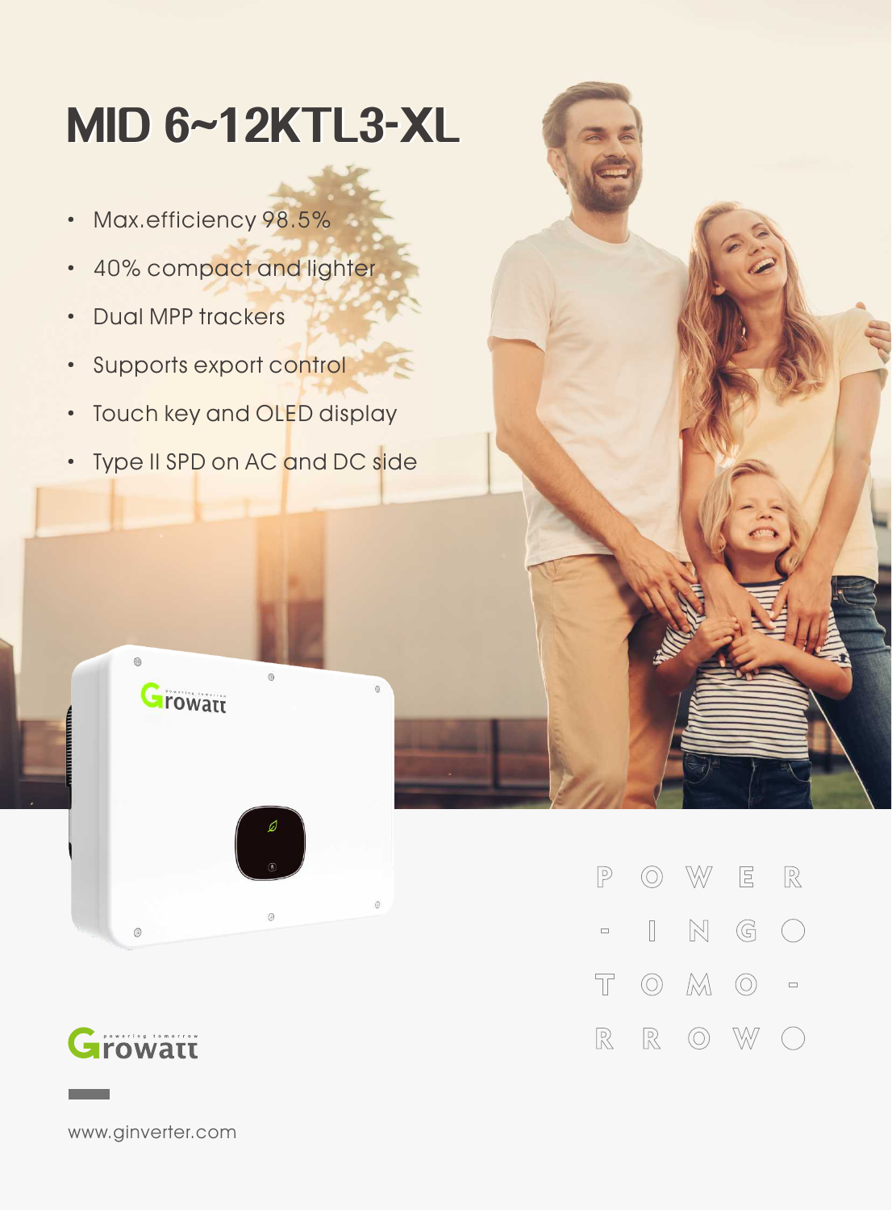# MID 6~12KTL3-XL

- Max.efficiency 98.5%
- 40% compact and lighter
- Dual MPP trackers
- Supports export control
- Touch key and OLED display
- Type II SPD on AC and DC side

POWER-ING TOMO-RROW

Growatt

www.ginverter.com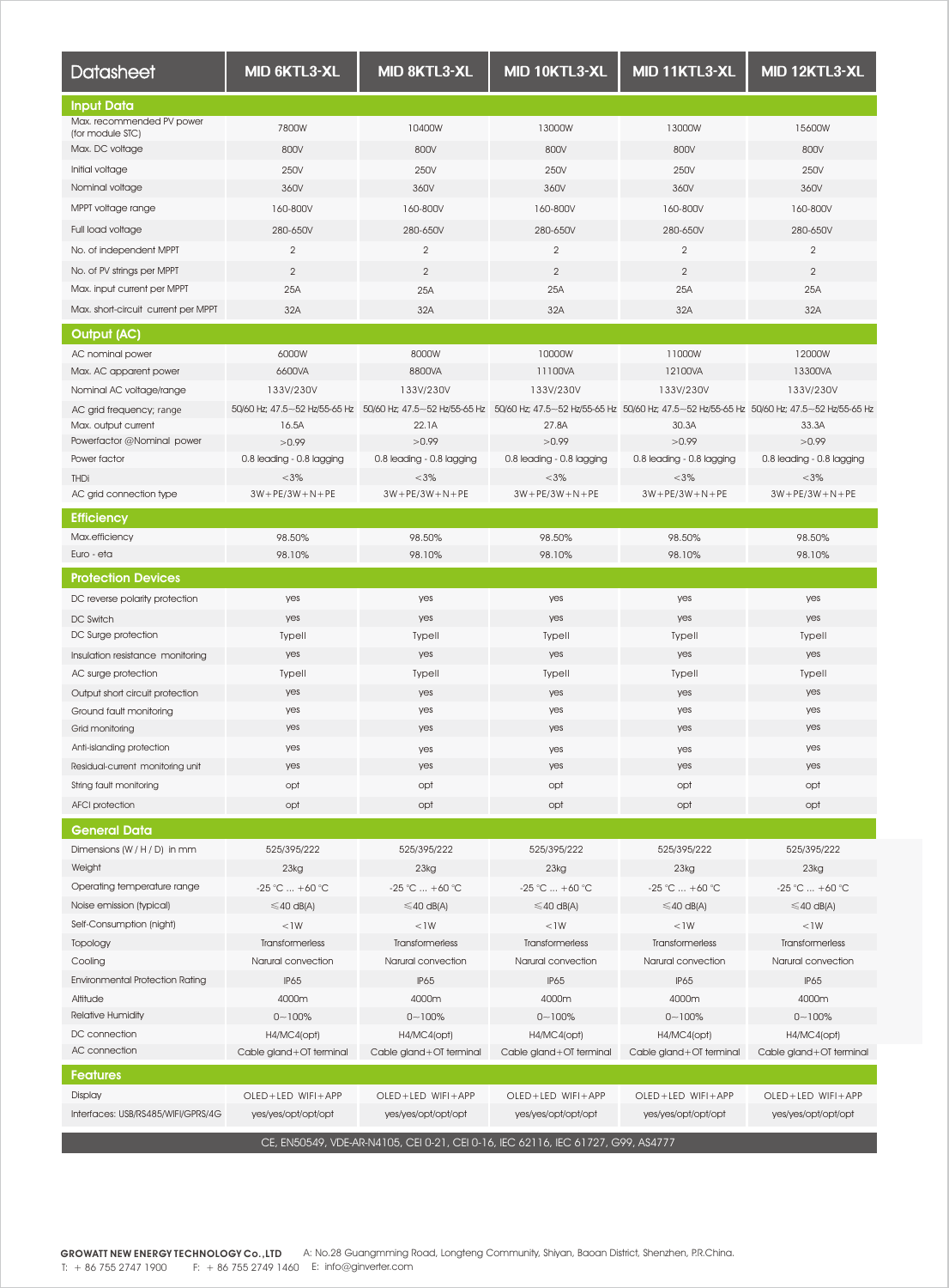| Datasheet | MID 6KTL3-XL | MID 8KTL3-XL | MID 10KTL3-XL | MID 11KTL3-XL | MID 12KTL3-XL |
|---|---|---|---|---|---|
| **Input Data** | | | | | |
| Max. recommended PV power (for module STC) | 7800W | 10400W | 13000W | 13000W | 15600W |
| Max. DC voltage | 800V | 800V | 800V | 800V | 800V |
| Initial voltage | 250V | 250V | 250V | 250V | 250V |
| Nominal voltage | 360V | 360V | 360V | 360V | 360V |
| MPPT voltage range | 160-800V | 160-800V | 160-800V | 160-800V | 160-800V |
| Full load voltage | 280-650V | 280-650V | 280-650V | 280-650V | 280-650V |
| No. of independent MPPT | 2 | 2 | 2 | 2 | 2 |
| No. of PV strings per MPPT | 2 | 2 | 2 | 2 | 2 |
| Max. input current per MPPT | 25A | 25A | 25A | 25A | 25A |
| Max. short-circuit current per MPPT | 32A | 32A | 32A | 32A | 32A |
| **Output (AC)** | | | | | |
| AC nominal power | 6000W | 8000W | 10000W | 11000W | 12000W |
| Max. AC apparent power | 6600VA | 8800VA | 11100VA | 12100VA | 13300VA |
| Nominal AC voltage/range | 133V/230V | 133V/230V | 133V/230V | 133V/230V | 133V/230V |
| AC grid frequency; range | 50/60 Hz; 47.5—52 Hz/55-65 Hz | 50/60 Hz; 47.5—52 Hz/55-65 Hz | 50/60 Hz; 47.5—52 Hz/55-65 Hz | 50/60 Hz; 47.5—52 Hz/55-65 Hz | 50/60 Hz; 47.5—52 Hz/55-65 Hz |
| Max. output current | 16.5A | 22.1A | 27.8A | 30.3A | 33.3A |
| Powerfactor @Nominal power | >0.99 | >0.99 | >0.99 | >0.99 | >0.99 |
| Power factor | 0.8 leading - 0.8 lagging | 0.8 leading - 0.8 lagging | 0.8 leading - 0.8 lagging | 0.8 leading - 0.8 lagging | 0.8 leading - 0.8 lagging |
| THDi | <3% | <3% | <3% | <3% | <3% |
| AC grid connection type | 3W+PE/3W+N+PE | 3W+PE/3W+N+PE | 3W+PE/3W+N+PE | 3W+PE/3W+N+PE | 3W+PE/3W+N+PE |
| **Efficiency** | | | | | |
| Max.efficiency | 98.50% | 98.50% | 98.50% | 98.50% | 98.50% |
| Euro - eta | 98.10% | 98.10% | 98.10% | 98.10% | 98.10% |
| **Protection Devices** | | | | | |
| DC reverse polarity protection | yes | yes | yes | yes | yes |
| DC Switch | yes | yes | yes | yes | yes |
| DC Surge protection | TypeII | TypeII | TypeII | TypeII | TypeII |
| Insulation resistance monitoring | yes | yes | yes | yes | yes |
| AC surge protection | TypeII | TypeII | TypeII | TypeII | TypeII |
| Output short circuit protection | yes | yes | yes | yes | yes |
| Ground fault monitoring | yes | yes | yes | yes | yes |
| Grid monitoring | yes | yes | yes | yes | yes |
| Anti-islanding protection | yes | yes | yes | yes | yes |
| Residual-current monitoring unit | yes | yes | yes | yes | yes |
| String fault monitoring | opt | opt | opt | opt | opt |
| AFCI protection | opt | opt | opt | opt | opt |
| **General Data** | | | | | |
| Dimensions (W / H / D) in mm | 525/395/222 | 525/395/222 | 525/395/222 | 525/395/222 | 525/395/222 |
| Weight | 23kg | 23kg | 23kg | 23kg | 23kg |
| Operating temperature range | -25 °C ... +60 °C | -25 °C ... +60 °C | -25 °C ... +60 °C | -25 °C ... +60 °C | -25 °C ... +60 °C |
| Noise emission (typical) | ≤40 dB(A) | ≤40 dB(A) | ≤40 dB(A) | ≤40 dB(A) | ≤40 dB(A) |
| Self-Consumption (night) | <1W | <1W | <1W | <1W | <1W |
| Topology | Transformerless | Transformerless | Transformerless | Transformerless | Transformerless |
| Cooling | Narural convection | Narural convection | Narural convection | Narural convection | Narural convection |
| Environmental Protection Rating | IP65 | IP65 | IP65 | IP65 | IP65 |
| Altitude | 4000m | 4000m | 4000m | 4000m | 4000m |
| Relative Humidity | 0~100% | 0~100% | 0~100% | 0~100% | 0~100% |
| DC connection | H4/MC4(opt) | H4/MC4(opt) | H4/MC4(opt) | H4/MC4(opt) | H4/MC4(opt) |
| AC connection | Cable gland+OT terminal | Cable gland+OT terminal | Cable gland+OT terminal | Cable gland+OT terminal | Cable gland+OT terminal |
| **Features** | | | | | |
| Display | OLED+LED WIFI+APP | OLED+LED WIFI+APP | OLED+LED WIFI+APP | OLED+LED WIFI+APP | OLED+LED WIFI+APP |
| Interfaces: USB/RS485/WIFI/GPRS/4G | yes/yes/opt/opt/opt | yes/yes/opt/opt/opt | yes/yes/opt/opt/opt | yes/yes/opt/opt/opt | yes/yes/opt/opt/opt |

CE, EN50549, VDE-AR-N4105, CEI 0-21, CEI 0-16, IEC 62116, IEC 61727, G99, AS4777

**GROWATT NEW ENERGY TECHNOLOGY Co.,LTD** A: No.28 Guangmming Road, Longteng Community, Shiyan, Baoan District, Shenzhen, P.R.China.
T: + 86 755 2747 1900 F: + 86 755 2749 1460 E: info@ginverter.com